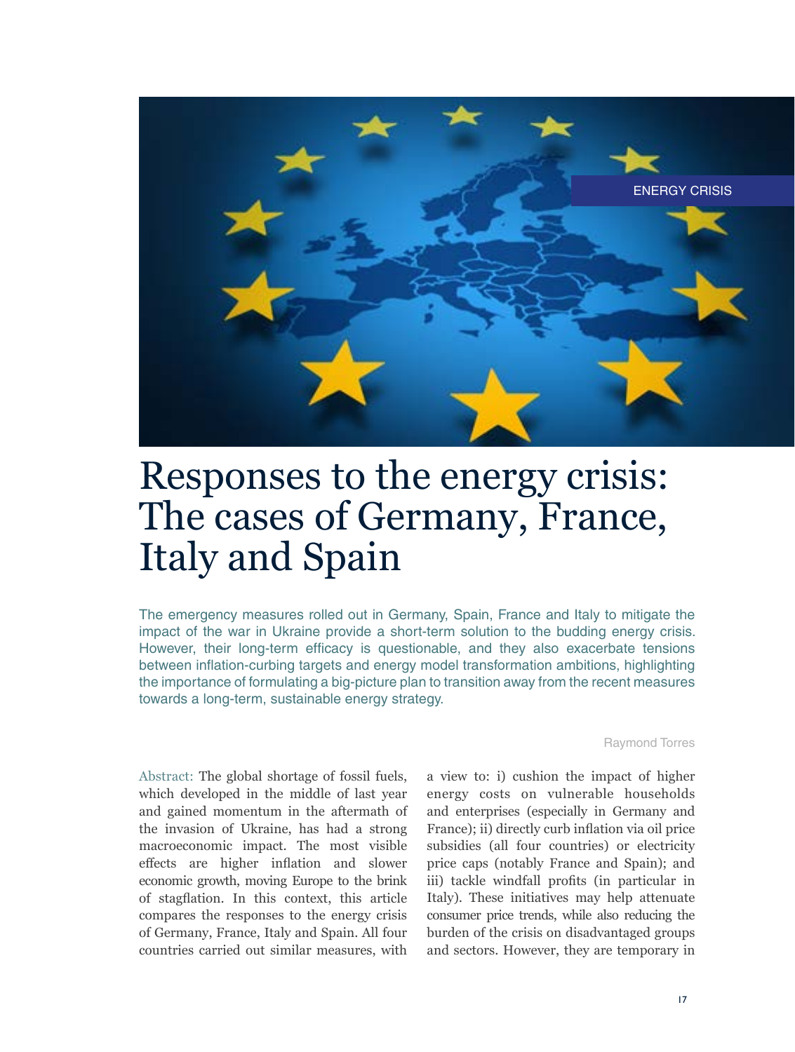ENERGY CRISIS

# Responses to the energy crisis: The cases of Germany, France, Italy and Spain

The emergency measures rolled out in Germany, Spain, France and Italy to mitigate the impact of the war in Ukraine provide a short-term solution to the budding energy crisis. However, their long-term efficacy is questionable, and they also exacerbate tensions between inflation-curbing targets and energy model transformation ambitions, highlighting the importance of formulating a big-picture plan to transition away from the recent measures towards a long-term, sustainable energy strategy.

Raymond Torres

Abstract: The global shortage of fossil fuels, which developed in the middle of last year and gained momentum in the aftermath of the invasion of Ukraine, has had a strong macroeconomic impact. The most visible effects are higher inflation and slower economic growth, moving Europe to the brink of stagflation. In this context, this article compares the responses to the energy crisis of Germany, France, Italy and Spain. All four countries carried out similar measures, with a view to: i) cushion the impact of higher energy costs on vulnerable households and enterprises (especially in Germany and France); ii) directly curb inflation via oil price subsidies (all four countries) or electricity price caps (notably France and Spain); and iii) tackle windfall profits (in particular in Italy). These initiatives may help attenuate consumer price trends, while also reducing the burden of the crisis on disadvantaged groups and sectors. However, they are temporary in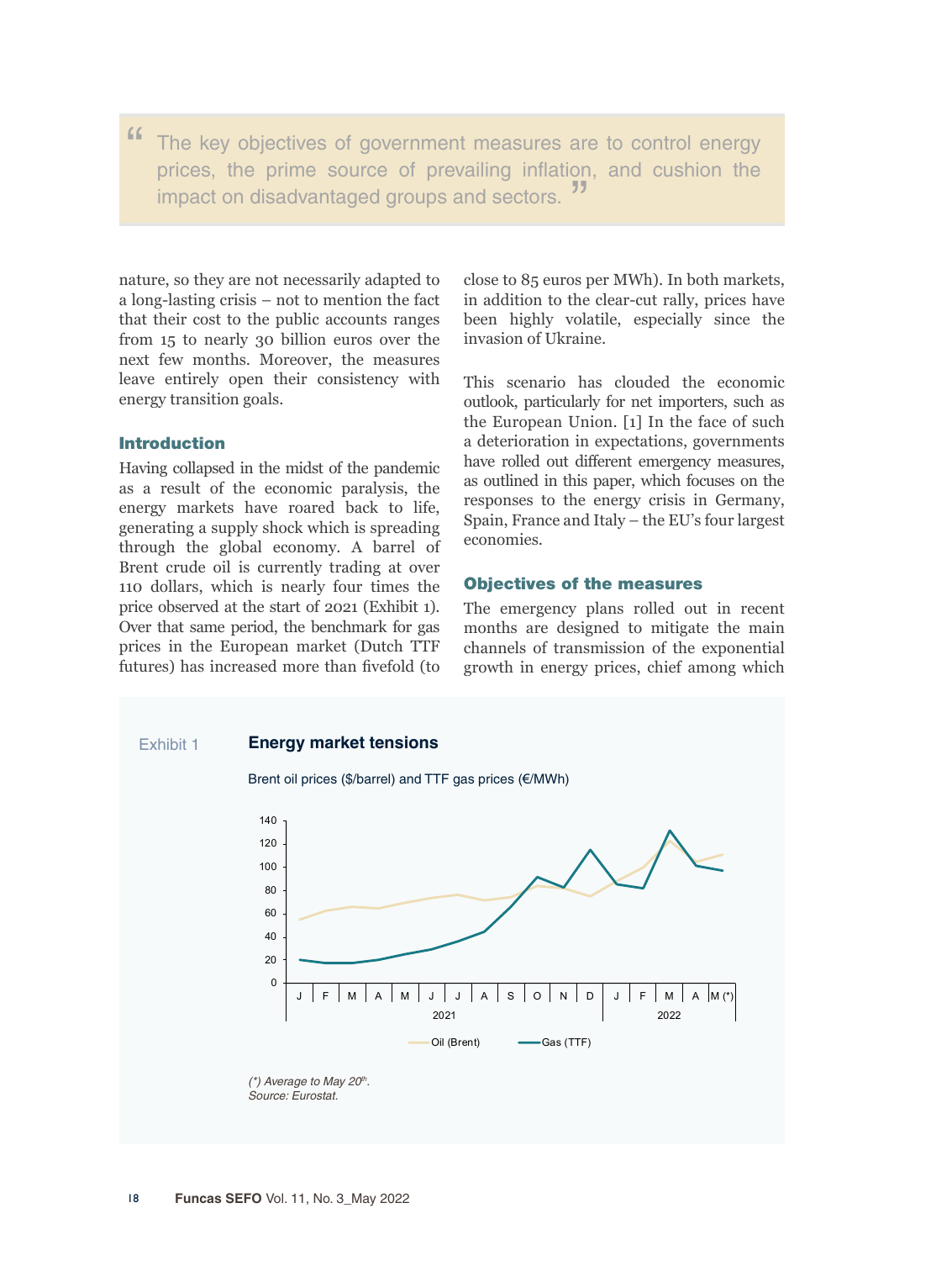> The key objectives of government measures are to control energy prices, the prime source of prevailing inflation, and cushion the impact on disadvantaged groups and sectors.

nature, so they are not necessarily adapted to a long-lasting crisis – not to mention the fact that their cost to the public accounts ranges from 15 to nearly 30 billion euros over the next few months. Moreover, the measures leave entirely open their consistency with energy transition goals.

## Introduction

Having collapsed in the midst of the pandemic as a result of the economic paralysis, the energy markets have roared back to life, generating a supply shock which is spreading through the global economy. A barrel of Brent crude oil is currently trading at over 110 dollars, which is nearly four times the price observed at the start of 2021 (Exhibit 1). Over that same period, the benchmark for gas prices in the European market (Dutch TTF futures) has increased more than fivefold (to close to 85 euros per MWh). In both markets, in addition to the clear-cut rally, prices have been highly volatile, especially since the invasion of Ukraine.

This scenario has clouded the economic outlook, particularly for net importers, such as the European Union. [1] In the face of such a deterioration in expectations, governments have rolled out different emergency measures, as outlined in this paper, which focuses on the responses to the energy crisis in Germany, Spain, France and Italy – the EU's four largest economies.

## Objectives of the measures

The emergency plans rolled out in recent months are designed to mitigate the main channels of transmission of the exponential growth in energy prices, chief among which

Exhibit 1 **Energy market tensions**

Brent oil prices ($/barrel) and TTF gas prices (€/MWh)

*(\*) Average to May 20th.*
*Source: Eurostat.*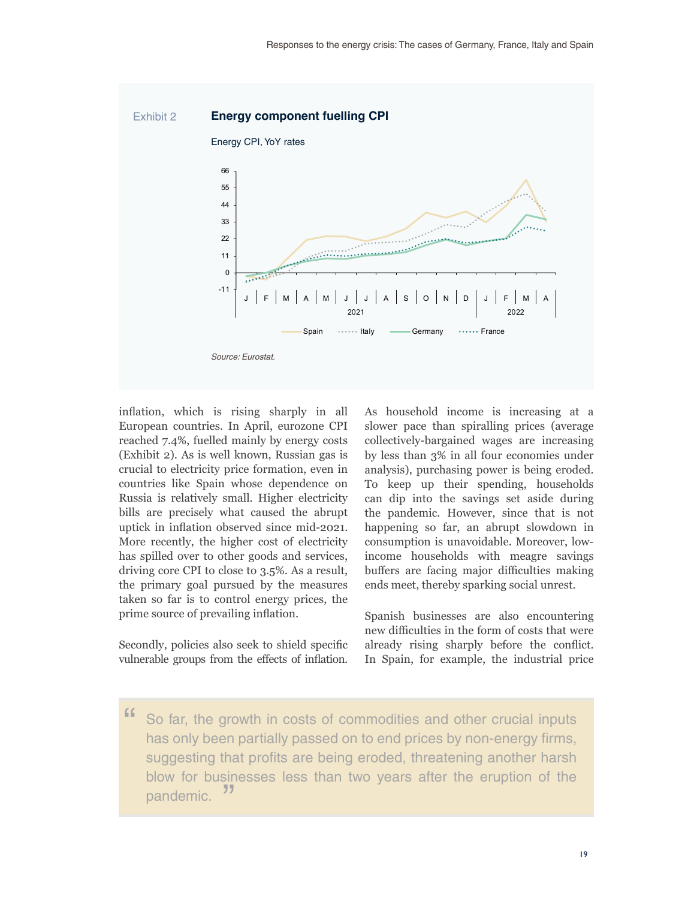Exhibit 2 **Energy component fuelling CPI**

Energy CPI, YoY rates

Source: Eurostat.

inflation, which is rising sharply in all European countries. In April, eurozone CPI reached 7.4%, fuelled mainly by energy costs (Exhibit 2). As is well known, Russian gas is crucial to electricity price formation, even in countries like Spain whose dependence on Russia is relatively small. Higher electricity bills are precisely what caused the abrupt uptick in inflation observed since mid-2021. More recently, the higher cost of electricity has spilled over to other goods and services, driving core CPI to close to 3.5%. As a result, the primary goal pursued by the measures taken so far is to control energy prices, the prime source of prevailing inflation.

Secondly, policies also seek to shield specific vulnerable groups from the effects of inflation. As household income is increasing at a slower pace than spiralling prices (average collectively-bargained wages are increasing by less than 3% in all four economies under analysis), purchasing power is being eroded. To keep up their spending, households can dip into the savings set aside during the pandemic. However, since that is not happening so far, an abrupt slowdown in consumption is unavoidable. Moreover, low-income households with meagre savings buffers are facing major difficulties making ends meet, thereby sparking social unrest.

Spanish businesses are also encountering new difficulties in the form of costs that were already rising sharply before the conflict. In Spain, for example, the industrial price

> “ So far, the growth in costs of commodities and other crucial inputs has only been partially passed on to end prices by non-energy firms, suggesting that profits are being eroded, threatening another harsh blow for businesses less than two years after the eruption of the pandemic. ”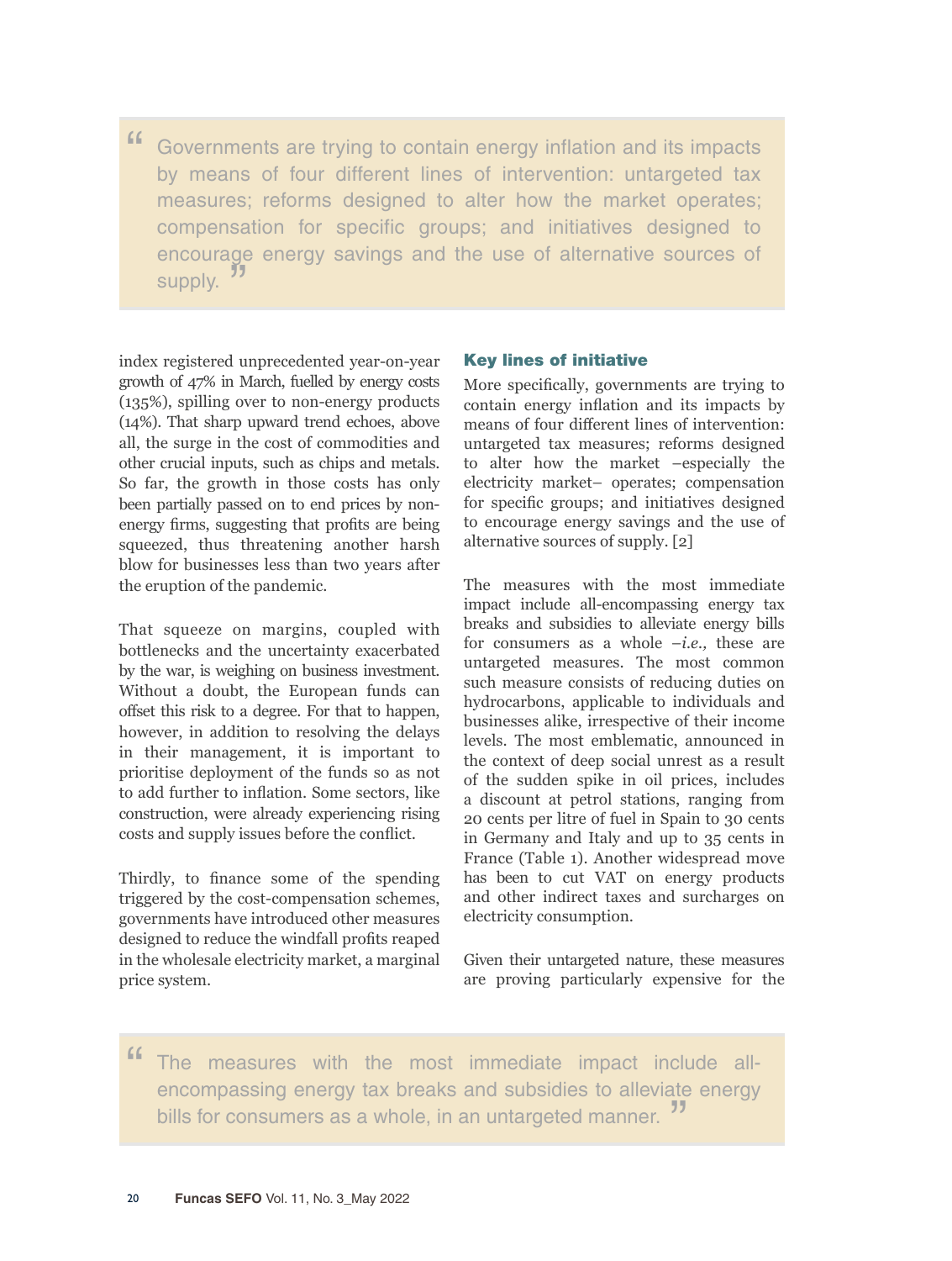> Governments are trying to contain energy inflation and its impacts by means of four different lines of intervention: untargeted tax measures; reforms designed to alter how the market operates; compensation for specific groups; and initiatives designed to encourage energy savings and the use of alternative sources of supply.

index registered unprecedented year-on-year growth of 47% in March, fuelled by energy costs (135%), spilling over to non-energy products (14%). That sharp upward trend echoes, above all, the surge in the cost of commodities and other crucial inputs, such as chips and metals. So far, the growth in those costs has only been partially passed on to end prices by non-energy firms, suggesting that profits are being squeezed, thus threatening another harsh blow for businesses less than two years after the eruption of the pandemic.

That squeeze on margins, coupled with bottlenecks and the uncertainty exacerbated by the war, is weighing on business investment. Without a doubt, the European funds can offset this risk to a degree. For that to happen, however, in addition to resolving the delays in their management, it is important to prioritise deployment of the funds so as not to add further to inflation. Some sectors, like construction, were already experiencing rising costs and supply issues before the conflict.

Thirdly, to finance some of the spending triggered by the cost-compensation schemes, governments have introduced other measures designed to reduce the windfall profits reaped in the wholesale electricity market, a marginal price system.

## Key lines of initiative

More specifically, governments are trying to contain energy inflation and its impacts by means of four different lines of intervention: untargeted tax measures; reforms designed to alter how the market –especially the electricity market– operates; compensation for specific groups; and initiatives designed to encourage energy savings and the use of alternative sources of supply. [2]

The measures with the most immediate impact include all-encompassing energy tax breaks and subsidies to alleviate energy bills for consumers as a whole –*i.e.,* these are untargeted measures. The most common such measure consists of reducing duties on hydrocarbons, applicable to individuals and businesses alike, irrespective of their income levels. The most emblematic, announced in the context of deep social unrest as a result of the sudden spike in oil prices, includes a discount at petrol stations, ranging from 20 cents per litre of fuel in Spain to 30 cents in Germany and Italy and up to 35 cents in France (Table 1). Another widespread move has been to cut VAT on energy products and other indirect taxes and surcharges on electricity consumption.

Given their untargeted nature, these measures are proving particularly expensive for the

> The measures with the most immediate impact include all-encompassing energy tax breaks and subsidies to alleviate energy bills for consumers as a whole, in an untargeted manner.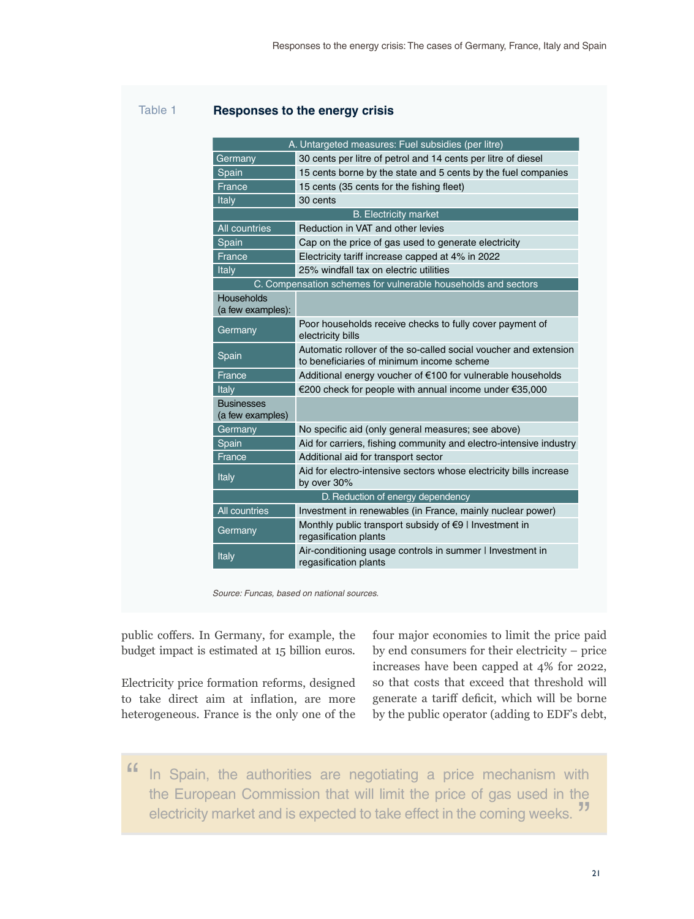Table 1 **Responses to the energy crisis**

| A. Untargeted measures: Fuel subsidies (per litre) | |
|---|---|
| Germany | 30 cents per litre of petrol and 14 cents per litre of diesel |
| Spain | 15 cents borne by the state and 5 cents by the fuel companies |
| France | 15 cents (35 cents for the fishing fleet) |
| Italy | 30 cents |
| **B. Electricity market** | |
| All countries | Reduction in VAT and other levies |
| Spain | Cap on the price of gas used to generate electricity |
| France | Electricity tariff increase capped at 4% in 2022 |
| Italy | 25% windfall tax on electric utilities |
| **C. Compensation schemes for vulnerable households and sectors** | |
| Households (a few examples): | |
| Germany | Poor households receive checks to fully cover payment of electricity bills |
| Spain | Automatic rollover of the so-called social voucher and extension to beneficiaries of minimum income scheme |
| France | Additional energy voucher of €100 for vulnerable households |
| Italy | €200 check for people with annual income under €35,000 |
| Businesses (a few examples) | |
| Germany | No specific aid (only general measures; see above) |
| Spain | Aid for carriers, fishing community and electro-intensive industry |
| France | Additional aid for transport sector |
| Italy | Aid for electro-intensive sectors whose electricity bills increase by over 30% |
| **D. Reduction of energy dependency** | |
| All countries | Investment in renewables (in France, mainly nuclear power) |
| Germany | Monthly public transport subsidy of €9 \| Investment in regasification plants |
| Italy | Air-conditioning usage controls in summer \| Investment in regasification plants |

*Source: Funcas, based on national sources.*

public coffers. In Germany, for example, the budget impact is estimated at 15 billion euros.

Electricity price formation reforms, designed to take direct aim at inflation, are more heterogeneous. France is the only one of the four major economies to limit the price paid by end consumers for their electricity – price increases have been capped at 4% for 2022, so that costs that exceed that threshold will generate a tariff deficit, which will be borne by the public operator (adding to EDF's debt,

> "In Spain, the authorities are negotiating a price mechanism with the European Commission that will limit the price of gas used in the electricity market and is expected to take effect in the coming weeks."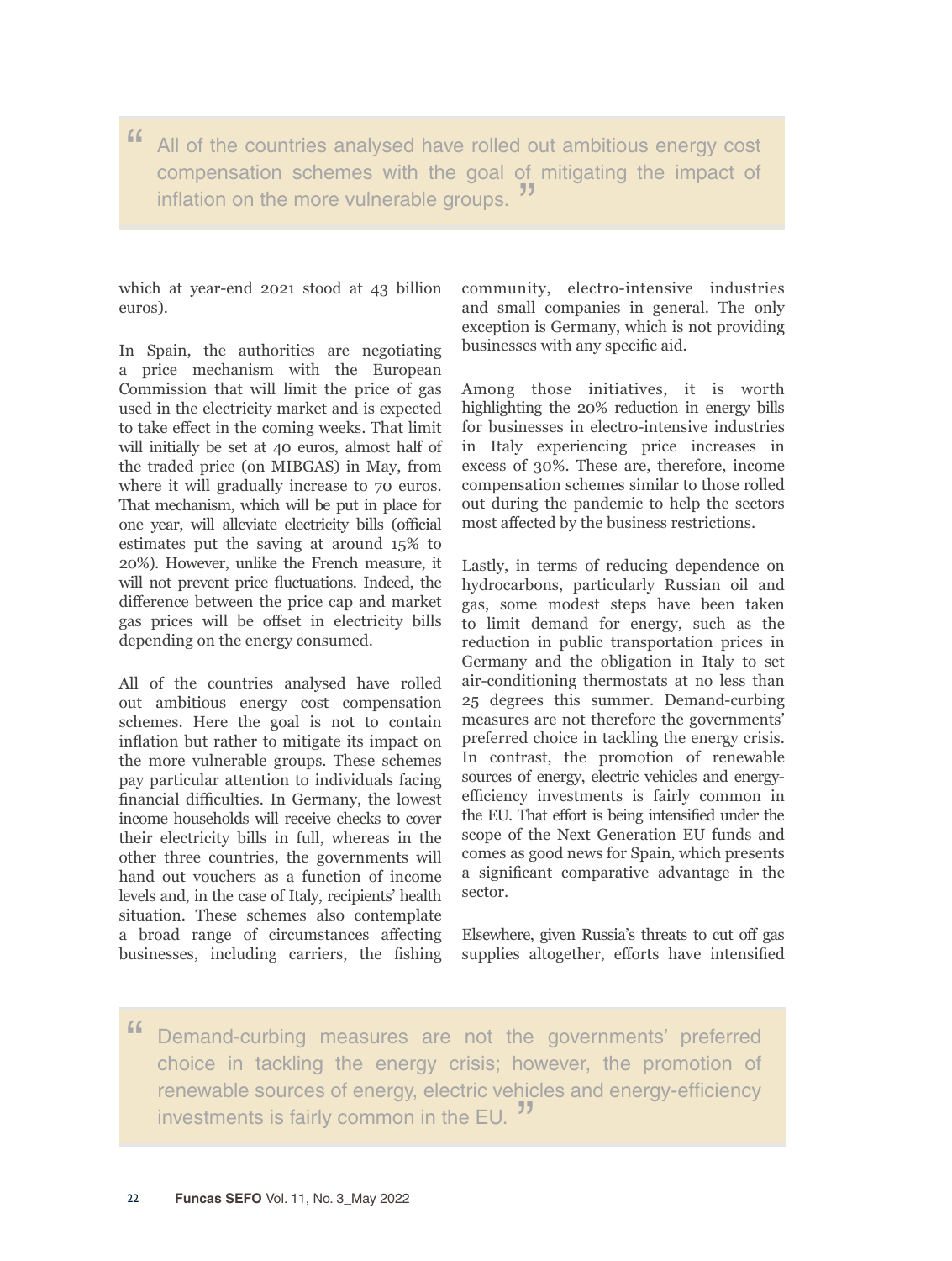> All of the countries analysed have rolled out ambitious energy cost compensation schemes with the goal of mitigating the impact of inflation on the more vulnerable groups.

which at year-end 2021 stood at 43 billion euros).

In Spain, the authorities are negotiating a price mechanism with the European Commission that will limit the price of gas used in the electricity market and is expected to take effect in the coming weeks. That limit will initially be set at 40 euros, almost half of the traded price (on MIBGAS) in May, from where it will gradually increase to 70 euros. That mechanism, which will be put in place for one year, will alleviate electricity bills (official estimates put the saving at around 15% to 20%). However, unlike the French measure, it will not prevent price fluctuations. Indeed, the difference between the price cap and market gas prices will be offset in electricity bills depending on the energy consumed.

All of the countries analysed have rolled out ambitious energy cost compensation schemes. Here the goal is not to contain inflation but rather to mitigate its impact on the more vulnerable groups. These schemes pay particular attention to individuals facing financial difficulties. In Germany, the lowest income households will receive checks to cover their electricity bills in full, whereas in the other three countries, the governments will hand out vouchers as a function of income levels and, in the case of Italy, recipients' health situation. These schemes also contemplate a broad range of circumstances affecting businesses, including carriers, the fishing community, electro-intensive industries and small companies in general. The only exception is Germany, which is not providing businesses with any specific aid.

Among those initiatives, it is worth highlighting the 20% reduction in energy bills for businesses in electro-intensive industries in Italy experiencing price increases in excess of 30%. These are, therefore, income compensation schemes similar to those rolled out during the pandemic to help the sectors most affected by the business restrictions.

Lastly, in terms of reducing dependence on hydrocarbons, particularly Russian oil and gas, some modest steps have been taken to limit demand for energy, such as the reduction in public transportation prices in Germany and the obligation in Italy to set air-conditioning thermostats at no less than 25 degrees this summer. Demand-curbing measures are not therefore the governments' preferred choice in tackling the energy crisis. In contrast, the promotion of renewable sources of energy, electric vehicles and energy-efficiency investments is fairly common in the EU. That effort is being intensified under the scope of the Next Generation EU funds and comes as good news for Spain, which presents a significant comparative advantage in the sector.

Elsewhere, given Russia's threats to cut off gas supplies altogether, efforts have intensified

> Demand-curbing measures are not the governments' preferred choice in tackling the energy crisis; however, the promotion of renewable sources of energy, electric vehicles and energy-efficiency investments is fairly common in the EU.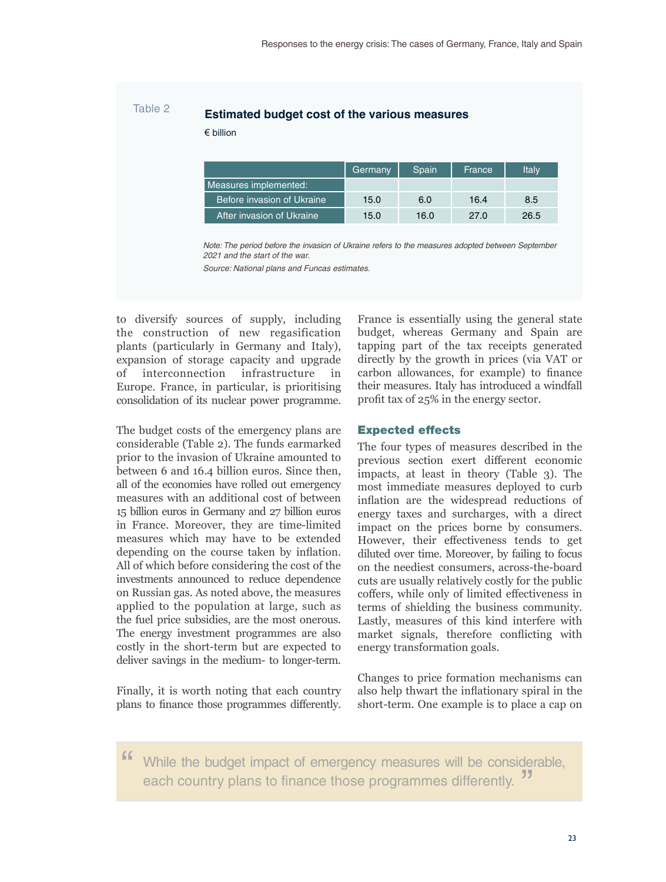Table 2

**Estimated budget cost of the various measures**

€ billion

| | Germany | Spain | France | Italy |
|---|---|---|---|---|
| Measures implemented: | | | | |
| Before invasion of Ukraine | 15.0 | 6.0 | 16.4 | 8.5 |
| After invasion of Ukraine | 15.0 | 16.0 | 27.0 | 26.5 |

*Note: The period before the invasion of Ukraine refers to the measures adopted between September 2021 and the start of the war.*

*Source: National plans and Funcas estimates.*

to diversify sources of supply, including the construction of new regasification plants (particularly in Germany and Italy), expansion of storage capacity and upgrade of interconnection infrastructure in Europe. France, in particular, is prioritising consolidation of its nuclear power programme.

The budget costs of the emergency plans are considerable (Table 2). The funds earmarked prior to the invasion of Ukraine amounted to between 6 and 16.4 billion euros. Since then, all of the economies have rolled out emergency measures with an additional cost of between 15 billion euros in Germany and 27 billion euros in France. Moreover, they are time-limited measures which may have to be extended depending on the course taken by inflation. All of which before considering the cost of the investments announced to reduce dependence on Russian gas. As noted above, the measures applied to the population at large, such as the fuel price subsidies, are the most onerous. The energy investment programmes are also costly in the short-term but are expected to deliver savings in the medium- to longer-term.

Finally, it is worth noting that each country plans to finance those programmes differently. France is essentially using the general state budget, whereas Germany and Spain are tapping part of the tax receipts generated directly by the growth in prices (via VAT or carbon allowances, for example) to finance their measures. Italy has introduced a windfall profit tax of 25% in the energy sector.

## Expected effects

The four types of measures described in the previous section exert different economic impacts, at least in theory (Table 3). The most immediate measures deployed to curb inflation are the widespread reductions of energy taxes and surcharges, with a direct impact on the prices borne by consumers. However, their effectiveness tends to get diluted over time. Moreover, by failing to focus on the neediest consumers, across-the-board cuts are usually relatively costly for the public coffers, while only of limited effectiveness in terms of shielding the business community. Lastly, measures of this kind interfere with market signals, therefore conflicting with energy transformation goals.

Changes to price formation mechanisms can also help thwart the inflationary spiral in the short-term. One example is to place a cap on

> "While the budget impact of emergency measures will be considerable, each country plans to finance those programmes differently."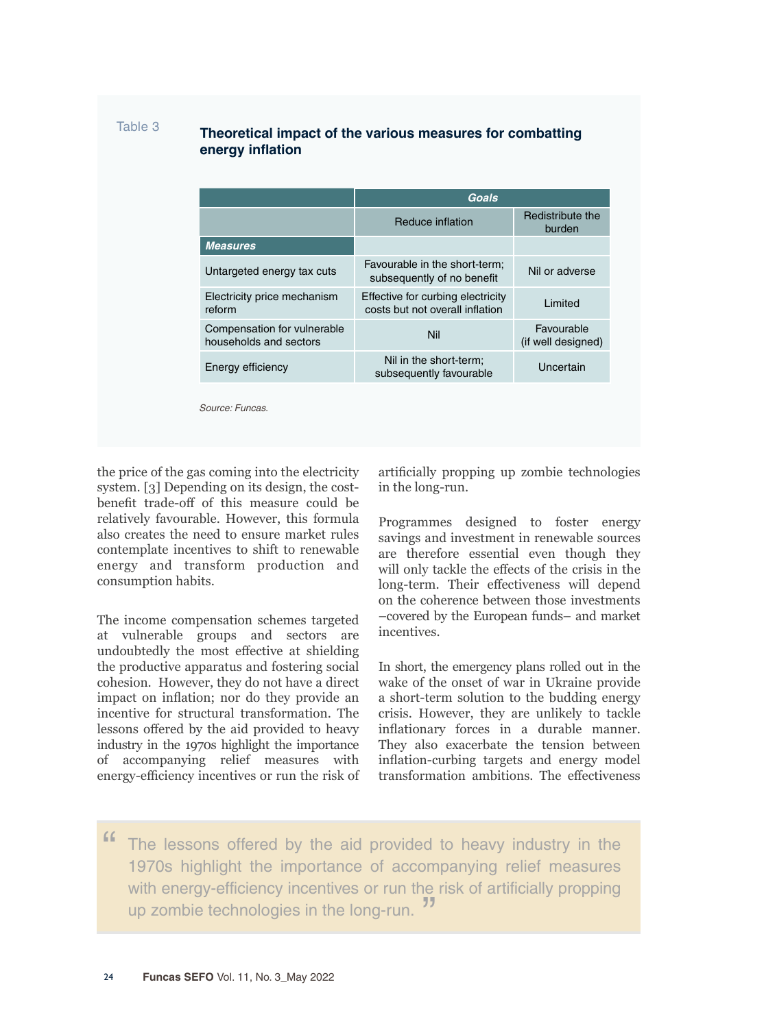Table 3

**Theoretical impact of the various measures for combatting energy inflation**

| | ***Goals*** | |
|---|---|---|
| | Reduce inflation | Redistribute the burden |
| ***Measures*** | | |
| Untargeted energy tax cuts | Favourable in the short-term; subsequently of no benefit | Nil or adverse |
| Electricity price mechanism reform | Effective for curbing electricity costs but not overall inflation | Limited |
| Compensation for vulnerable households and sectors | Nil | Favourable (if well designed) |
| Energy efficiency | Nil in the short-term; subsequently favourable | Uncertain |

*Source: Funcas.*

the price of the gas coming into the electricity system. [3] Depending on its design, the cost-benefit trade-off of this measure could be relatively favourable. However, this formula also creates the need to ensure market rules contemplate incentives to shift to renewable energy and transform production and consumption habits.

The income compensation schemes targeted at vulnerable groups and sectors are undoubtedly the most effective at shielding the productive apparatus and fostering social cohesion. However, they do not have a direct impact on inflation; nor do they provide an incentive for structural transformation. The lessons offered by the aid provided to heavy industry in the 1970s highlight the importance of accompanying relief measures with energy-efficiency incentives or run the risk of artificially propping up zombie technologies in the long-run.

Programmes designed to foster energy savings and investment in renewable sources are therefore essential even though they will only tackle the effects of the crisis in the long-term. Their effectiveness will depend on the coherence between those investments –covered by the European funds– and market incentives.

In short, the emergency plans rolled out in the wake of the onset of war in Ukraine provide a short-term solution to the budding energy crisis. However, they are unlikely to tackle inflationary forces in a durable manner. They also exacerbate the tension between inflation-curbing targets and energy model transformation ambitions. The effectiveness

> "The lessons offered by the aid provided to heavy industry in the 1970s highlight the importance of accompanying relief measures with energy-efficiency incentives or run the risk of artificially propping up zombie technologies in the long-run."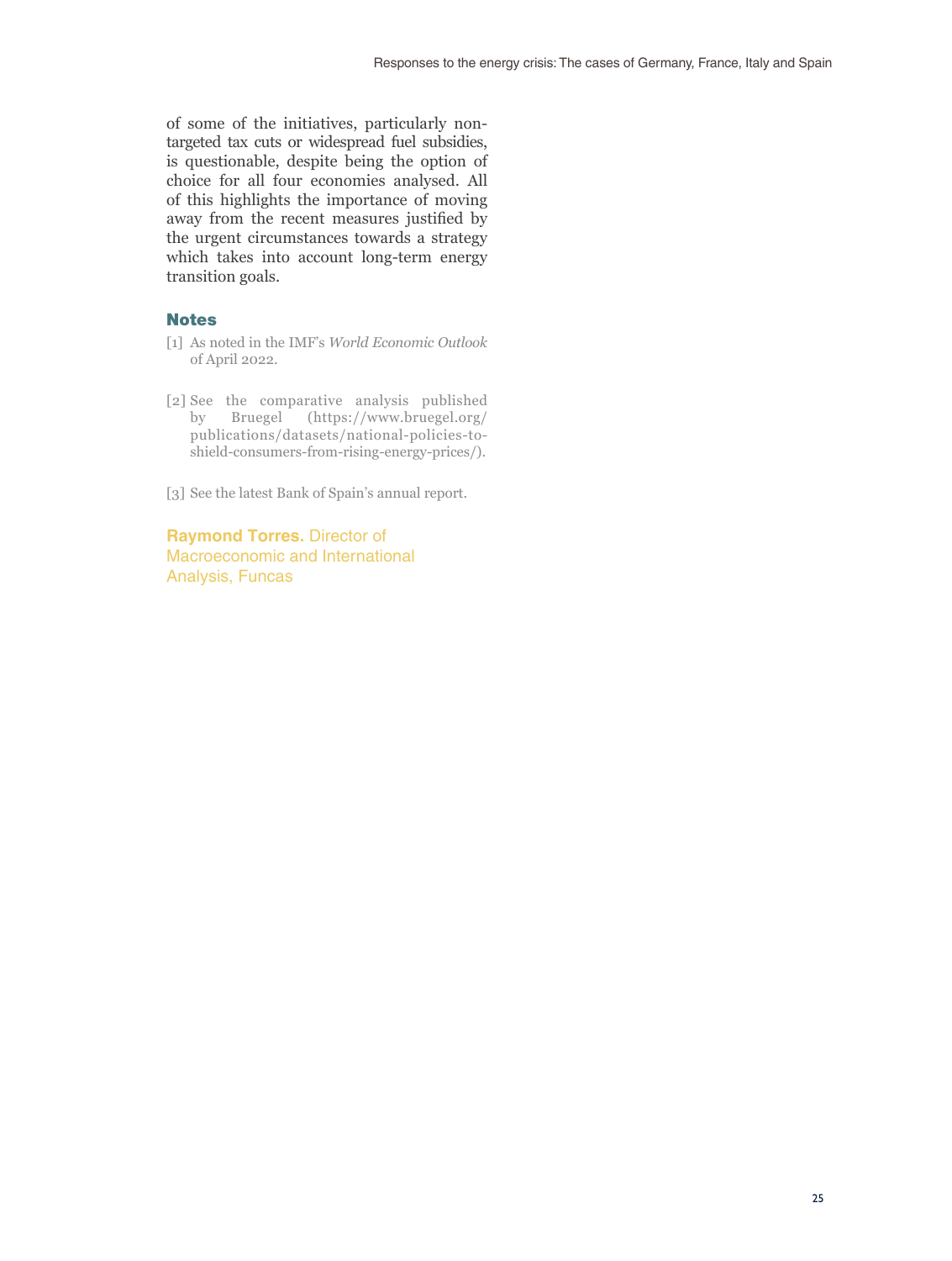of some of the initiatives, particularly non-targeted tax cuts or widespread fuel subsidies, is questionable, despite being the option of choice for all four economies analysed. All of this highlights the importance of moving away from the recent measures justified by the urgent circumstances towards a strategy which takes into account long-term energy transition goals.

## Notes

[1] As noted in the IMF's *World Economic Outlook* of April 2022.

[2] See the comparative analysis published by Bruegel (https://www.bruegel.org/publications/datasets/national-policies-to-shield-consumers-from-rising-energy-prices/).

[3] See the latest Bank of Spain's annual report.

**Raymond Torres.** Director of Macroeconomic and International Analysis, Funcas